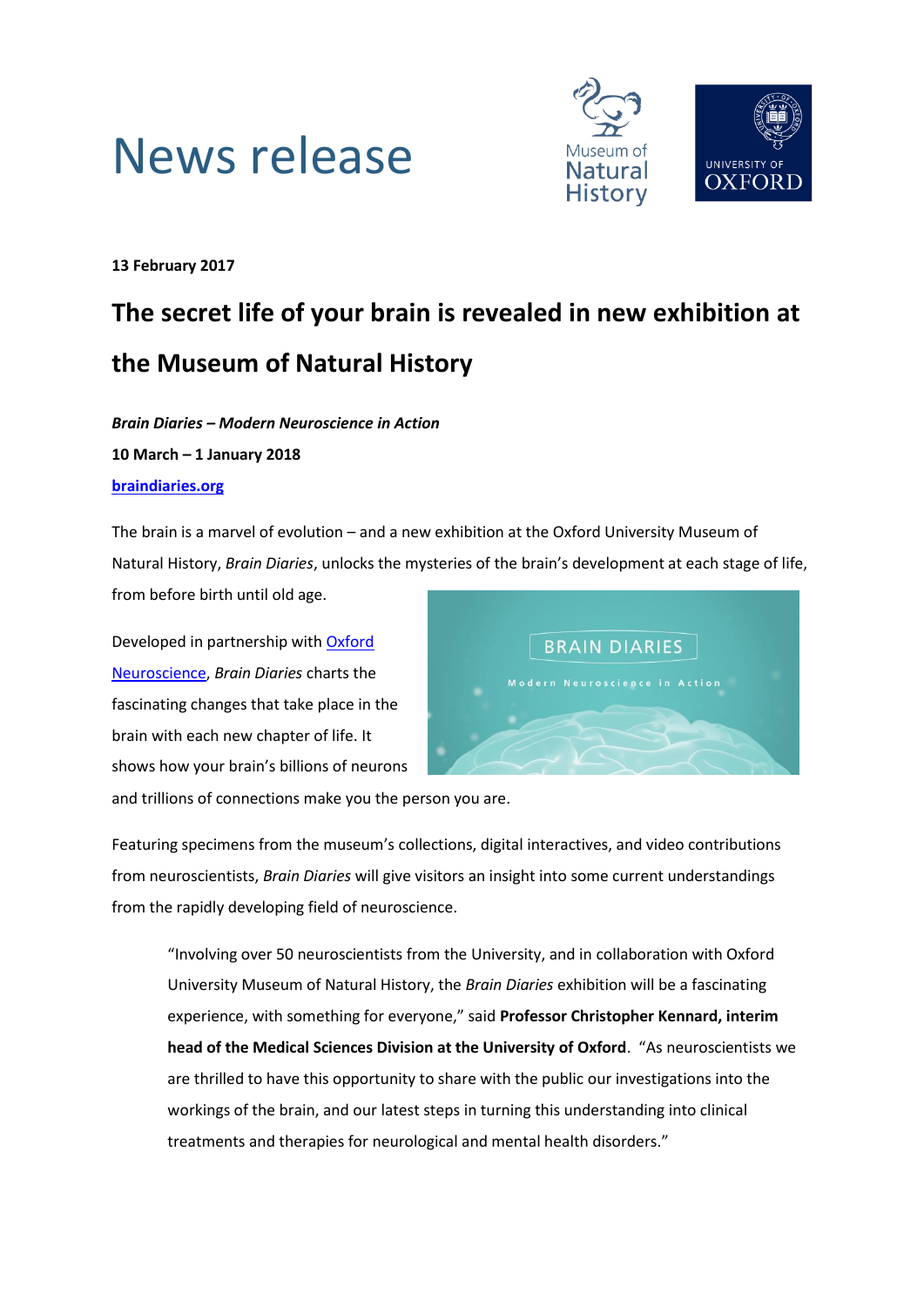# News release

**13 February 2017**

## The secret life of your brain is revealed in new exhibition at the Museum of Natural History

***Brain Diaries – Modern Neuroscience in Action***

**10 March – 1 January 2018**

**braindiaries.org**

The brain is a marvel of evolution – and a new exhibition at the Oxford University Museum of Natural History, *Brain Diaries*, unlocks the mysteries of the brain's development at each stage of life, from before birth until old age.

Developed in partnership with Oxford Neuroscience, *Brain Diaries* charts the fascinating changes that take place in the brain with each new chapter of life. It shows how your brain's billions of neurons and trillions of connections make you the person you are.

Featuring specimens from the museum's collections, digital interactives, and video contributions from neuroscientists, *Brain Diaries* will give visitors an insight into some current understandings from the rapidly developing field of neuroscience.

> "Involving over 50 neuroscientists from the University, and in collaboration with Oxford University Museum of Natural History, the *Brain Diaries* exhibition will be a fascinating experience, with something for everyone," said **Professor Christopher Kennard, interim head of the Medical Sciences Division at the University of Oxford**. "As neuroscientists we are thrilled to have this opportunity to share with the public our investigations into the workings of the brain, and our latest steps in turning this understanding into clinical treatments and therapies for neurological and mental health disorders."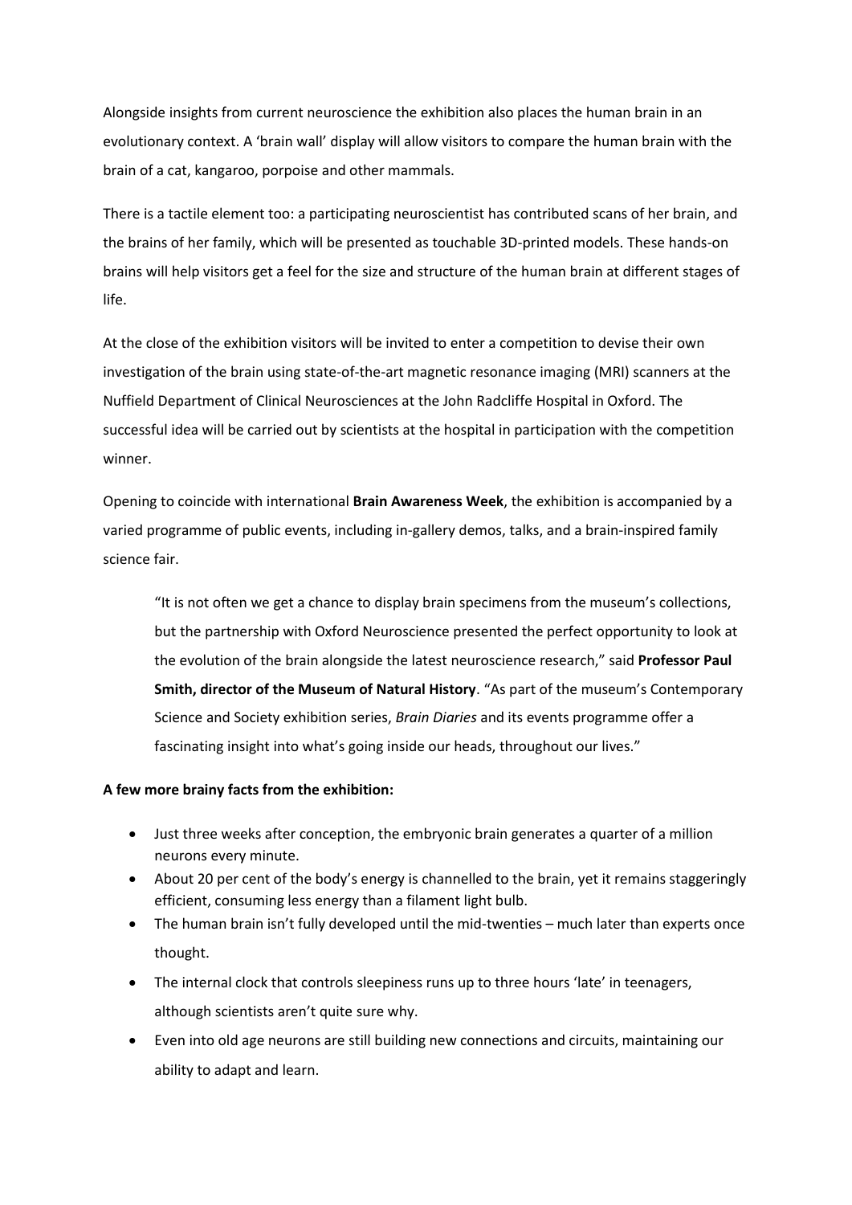Alongside insights from current neuroscience the exhibition also places the human brain in an evolutionary context. A 'brain wall' display will allow visitors to compare the human brain with the brain of a cat, kangaroo, porpoise and other mammals.

There is a tactile element too: a participating neuroscientist has contributed scans of her brain, and the brains of her family, which will be presented as touchable 3D-printed models. These hands-on brains will help visitors get a feel for the size and structure of the human brain at different stages of life.

At the close of the exhibition visitors will be invited to enter a competition to devise their own investigation of the brain using state-of-the-art magnetic resonance imaging (MRI) scanners at the Nuffield Department of Clinical Neurosciences at the John Radcliffe Hospital in Oxford. The successful idea will be carried out by scientists at the hospital in participation with the competition winner.

Opening to coincide with international **Brain Awareness Week**, the exhibition is accompanied by a varied programme of public events, including in-gallery demos, talks, and a brain-inspired family science fair.

> "It is not often we get a chance to display brain specimens from the museum's collections, but the partnership with Oxford Neuroscience presented the perfect opportunity to look at the evolution of the brain alongside the latest neuroscience research," said **Professor Paul Smith, director of the Museum of Natural History**. "As part of the museum's Contemporary Science and Society exhibition series, *Brain Diaries* and its events programme offer a fascinating insight into what's going inside our heads, throughout our lives."

**A few more brainy facts from the exhibition:**

- Just three weeks after conception, the embryonic brain generates a quarter of a million neurons every minute.
- About 20 per cent of the body's energy is channelled to the brain, yet it remains staggeringly efficient, consuming less energy than a filament light bulb.
- The human brain isn't fully developed until the mid-twenties – much later than experts once thought.
- The internal clock that controls sleepiness runs up to three hours 'late' in teenagers, although scientists aren't quite sure why.
- Even into old age neurons are still building new connections and circuits, maintaining our ability to adapt and learn.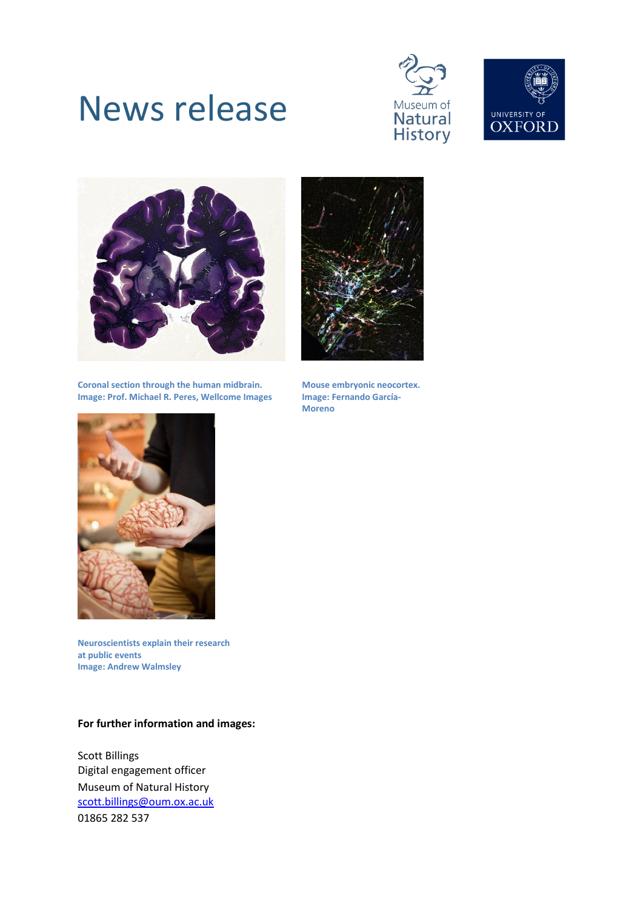# News release

Coronal section through the human midbrain.
Image: Prof. Michael R. Peres, Wellcome Images

Mouse embryonic neocortex.
Image: Fernando García-Moreno

Neuroscientists explain their research at public events
Image: Andrew Walmsley

**For further information and images:**

Scott Billings
Digital engagement officer
Museum of Natural History
scott.billings@oum.ox.ac.uk
01865 282 537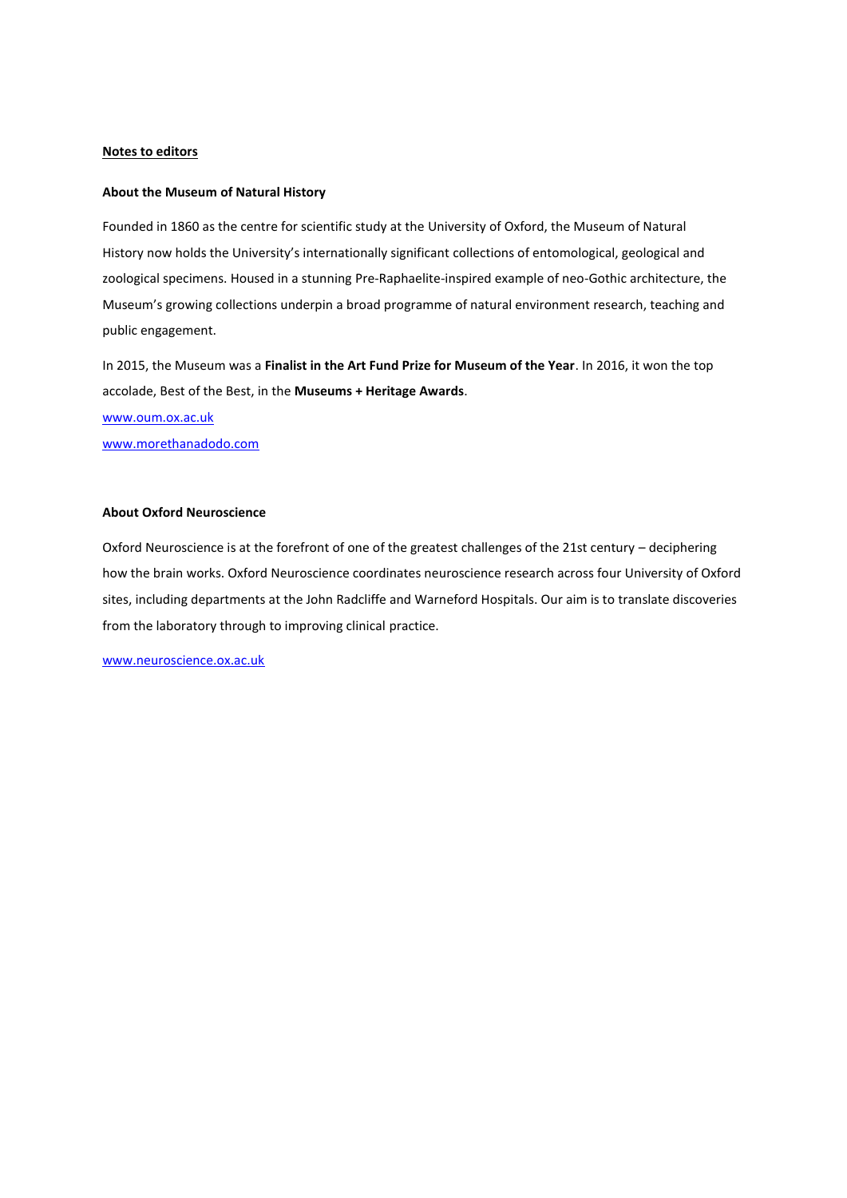**Notes to editors**

**About the Museum of Natural History**

Founded in 1860 as the centre for scientific study at the University of Oxford, the Museum of Natural History now holds the University's internationally significant collections of entomological, geological and zoological specimens. Housed in a stunning Pre-Raphaelite-inspired example of neo-Gothic architecture, the Museum's growing collections underpin a broad programme of natural environment research, teaching and public engagement.

In 2015, the Museum was a **Finalist in the Art Fund Prize for Museum of the Year**. In 2016, it won the top accolade, Best of the Best, in the **Museums + Heritage Awards**.

www.oum.ox.ac.uk

www.morethanadodo.com

**About Oxford Neuroscience**

Oxford Neuroscience is at the forefront of one of the greatest challenges of the 21st century – deciphering how the brain works. Oxford Neuroscience coordinates neuroscience research across four University of Oxford sites, including departments at the John Radcliffe and Warneford Hospitals. Our aim is to translate discoveries from the laboratory through to improving clinical practice.

www.neuroscience.ox.ac.uk